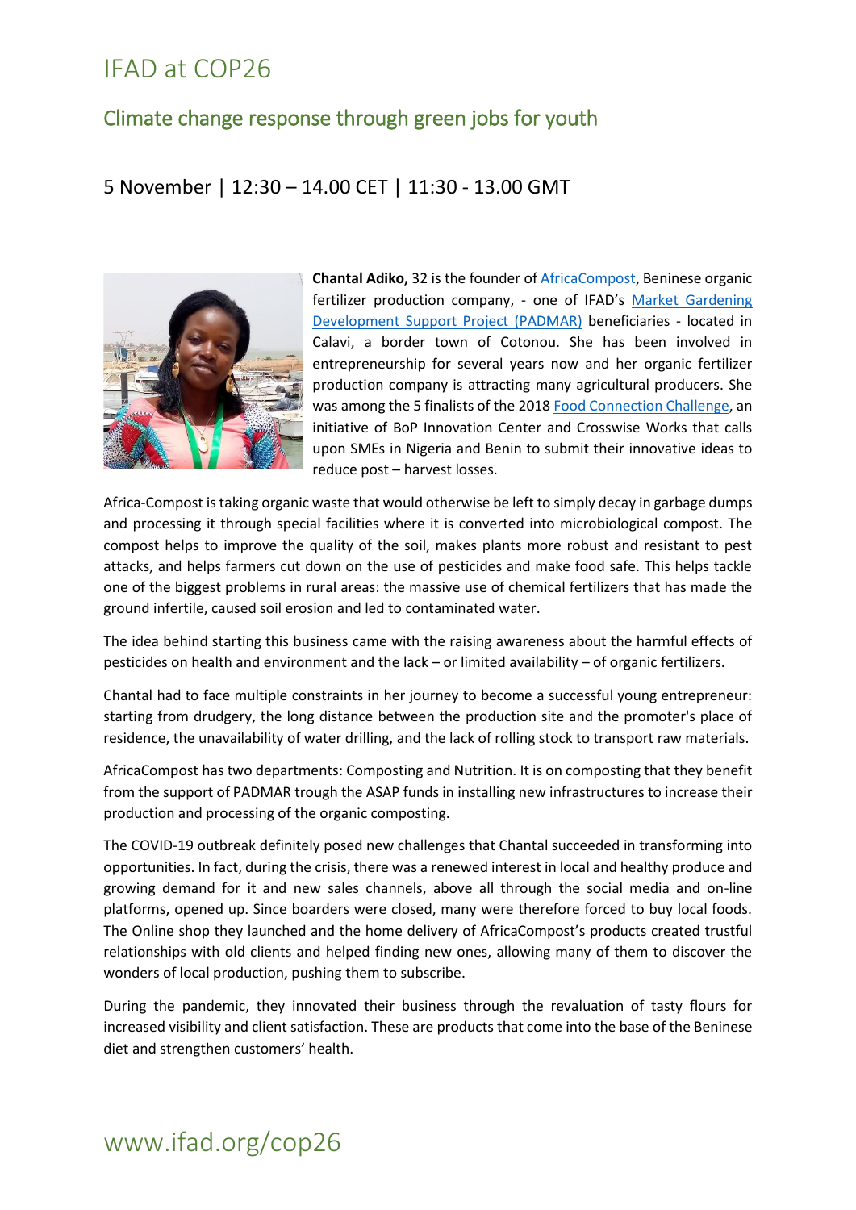# IFAD at COP26

## Climate change response through green jobs for youth

### 5 November | 12:30 – 14.00 CET | 11:30 - 13.00 GMT

**Chantal Adiko,** 32 is the founder of AfricaCompost, Beninese organic fertilizer production company, - one of IFAD's Market Gardening Development Support Project (PADMAR) beneficiaries - located in Calavi, a border town of Cotonou. She has been involved in entrepreneurship for several years now and her organic fertilizer production company is attracting many agricultural producers. She was among the 5 finalists of the 2018 Food Connection Challenge, an initiative of BoP Innovation Center and Crosswise Works that calls upon SMEs in Nigeria and Benin to submit their innovative ideas to reduce post – harvest losses.

Africa-Compost is taking organic waste that would otherwise be left to simply decay in garbage dumps and processing it through special facilities where it is converted into microbiological compost. The compost helps to improve the quality of the soil, makes plants more robust and resistant to pest attacks, and helps farmers cut down on the use of pesticides and make food safe. This helps tackle one of the biggest problems in rural areas: the massive use of chemical fertilizers that has made the ground infertile, caused soil erosion and led to contaminated water.

The idea behind starting this business came with the raising awareness about the harmful effects of pesticides on health and environment and the lack – or limited availability – of organic fertilizers.

Chantal had to face multiple constraints in her journey to become a successful young entrepreneur: starting from drudgery, the long distance between the production site and the promoter's place of residence, the unavailability of water drilling, and the lack of rolling stock to transport raw materials.

AfricaCompost has two departments: Composting and Nutrition. It is on composting that they benefit from the support of PADMAR trough the ASAP funds in installing new infrastructures to increase their production and processing of the organic composting.

The COVID-19 outbreak definitely posed new challenges that Chantal succeeded in transforming into opportunities. In fact, during the crisis, there was a renewed interest in local and healthy produce and growing demand for it and new sales channels, above all through the social media and on-line platforms, opened up. Since boarders were closed, many were therefore forced to buy local foods. The Online shop they launched and the home delivery of AfricaCompost's products created trustful relationships with old clients and helped finding new ones, allowing many of them to discover the wonders of local production, pushing them to subscribe.

During the pandemic, they innovated their business through the revaluation of tasty flours for increased visibility and client satisfaction. These are products that come into the base of the Beninese diet and strengthen customers' health.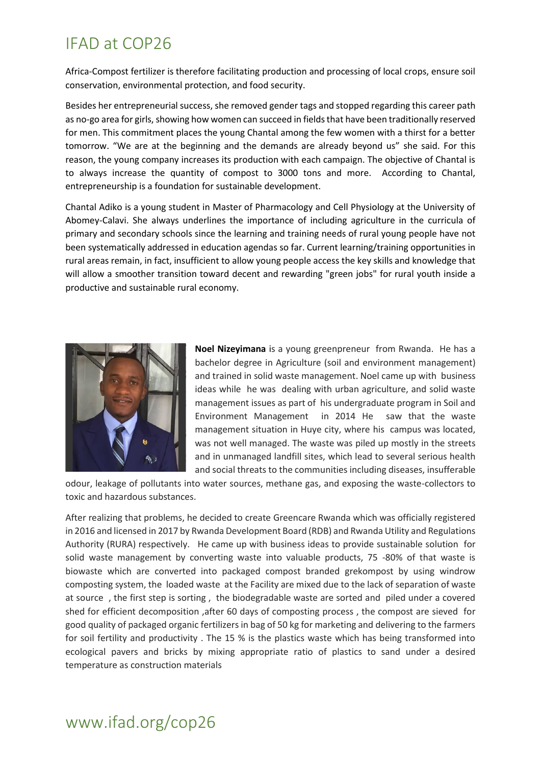Africa-Compost fertilizer is therefore facilitating production and processing of local crops, ensure soil conservation, environmental protection, and food security.

Besides her entrepreneurial success, she removed gender tags and stopped regarding this career path as no-go area for girls, showing how women can succeed in fields that have been traditionally reserved for men. This commitment places the young Chantal among the few women with a thirst for a better tomorrow. "We are at the beginning and the demands are already beyond us" she said. For this reason, the young company increases its production with each campaign. The objective of Chantal is to always increase the quantity of compost to 3000 tons and more. According to Chantal, entrepreneurship is a foundation for sustainable development.

Chantal Adiko is a young student in Master of Pharmacology and Cell Physiology at the University of Abomey-Calavi. She always underlines the importance of including agriculture in the curricula of primary and secondary schools since the learning and training needs of rural young people have not been systematically addressed in education agendas so far. Current learning/training opportunities in rural areas remain, in fact, insufficient to allow young people access the key skills and knowledge that will allow a smoother transition toward decent and rewarding "green jobs" for rural youth inside a productive and sustainable rural economy.

**Noel Nizeyimana** is a young greenpreneur from Rwanda. He has a bachelor degree in Agriculture (soil and environment management) and trained in solid waste management. Noel came up with business ideas while he was dealing with urban agriculture, and solid waste management issues as part of his undergraduate program in Soil and Environment Management in 2014 He saw that the waste management situation in Huye city, where his campus was located, was not well managed. The waste was piled up mostly in the streets and in unmanaged landfill sites, which lead to several serious health and social threats to the communities including diseases, insufferable odour, leakage of pollutants into water sources, methane gas, and exposing the waste-collectors to toxic and hazardous substances.

After realizing that problems, he decided to create Greencare Rwanda which was officially registered in 2016 and licensed in 2017 by Rwanda Development Board (RDB) and Rwanda Utility and Regulations Authority (RURA) respectively. He came up with business ideas to provide sustainable solution for solid waste management by converting waste into valuable products, 75 -80% of that waste is biowaste which are converted into packaged compost branded grekompost by using windrow composting system, the loaded waste at the Facility are mixed due to the lack of separation of waste at source , the first step is sorting , the biodegradable waste are sorted and piled under a covered shed for efficient decomposition ,after 60 days of composting process , the compost are sieved for good quality of packaged organic fertilizers in bag of 50 kg for marketing and delivering to the farmers for soil fertility and productivity . The 15 % is the plastics waste which has being transformed into ecological pavers and bricks by mixing appropriate ratio of plastics to sand under a desired temperature as construction materials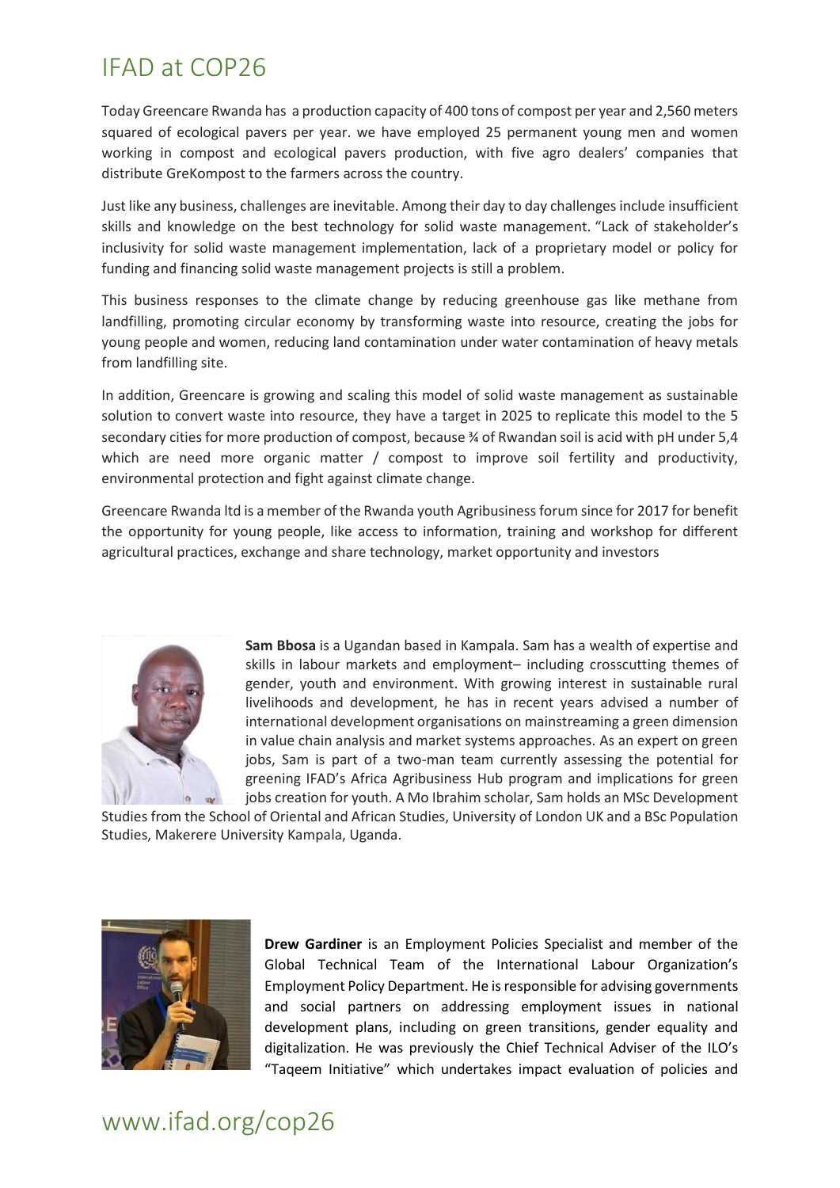Today Greencare Rwanda has a production capacity of 400 tons of compost per year and 2,560 meters squared of ecological pavers per year. we have employed 25 permanent young men and women working in compost and ecological pavers production, with five agro dealers' companies that distribute GreKompost to the farmers across the country.

Just like any business, challenges are inevitable. Among their day to day challenges include insufficient skills and knowledge on the best technology for solid waste management. "Lack of stakeholder's inclusivity for solid waste management implementation, lack of a proprietary model or policy for funding and financing solid waste management projects is still a problem.

This business responses to the climate change by reducing greenhouse gas like methane from landfilling, promoting circular economy by transforming waste into resource, creating the jobs for young people and women, reducing land contamination under water contamination of heavy metals from landfilling site.

In addition, Greencare is growing and scaling this model of solid waste management as sustainable solution to convert waste into resource, they have a target in 2025 to replicate this model to the 5 secondary cities for more production of compost, because ¾ of Rwandan soil is acid with pH under 5,4 which are need more organic matter / compost to improve soil fertility and productivity, environmental protection and fight against climate change.

Greencare Rwanda ltd is a member of the Rwanda youth Agribusiness forum since for 2017 for benefit the opportunity for young people, like access to information, training and workshop for different agricultural practices, exchange and share technology, market opportunity and investors

**Sam Bbosa** is a Ugandan based in Kampala. Sam has a wealth of expertise and skills in labour markets and employment– including crosscutting themes of gender, youth and environment. With growing interest in sustainable rural livelihoods and development, he has in recent years advised a number of international development organisations on mainstreaming a green dimension in value chain analysis and market systems approaches. As an expert on green jobs, Sam is part of a two-man team currently assessing the potential for greening IFAD's Africa Agribusiness Hub program and implications for green jobs creation for youth. A Mo Ibrahim scholar, Sam holds an MSc Development Studies from the School of Oriental and African Studies, University of London UK and a BSc Population Studies, Makerere University Kampala, Uganda.

**Drew Gardiner** is an Employment Policies Specialist and member of the Global Technical Team of the International Labour Organization's Employment Policy Department. He is responsible for advising governments and social partners on addressing employment issues in national development plans, including on green transitions, gender equality and digitalization. He was previously the Chief Technical Adviser of the ILO's "Taqeem Initiative" which undertakes impact evaluation of policies and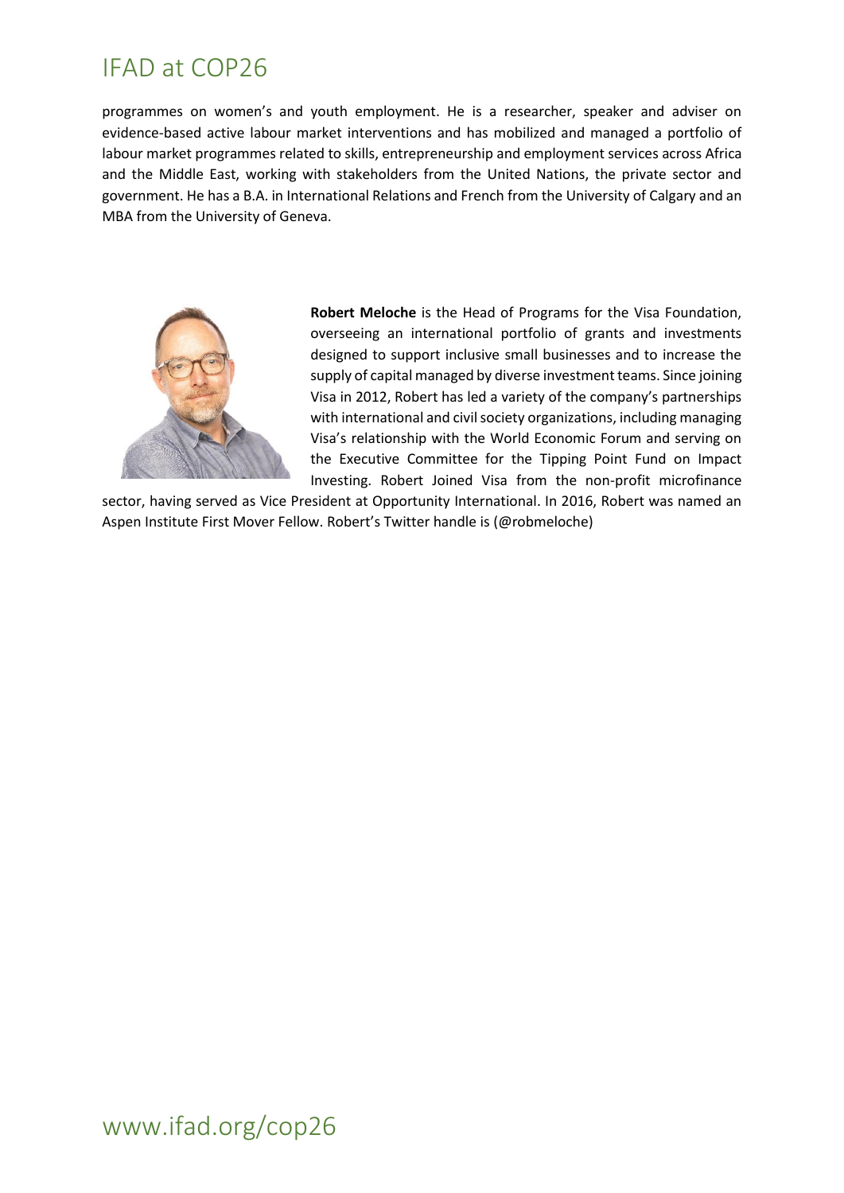programmes on women's and youth employment. He is a researcher, speaker and adviser on evidence-based active labour market interventions and has mobilized and managed a portfolio of labour market programmes related to skills, entrepreneurship and employment services across Africa and the Middle East, working with stakeholders from the United Nations, the private sector and government. He has a B.A. in International Relations and French from the University of Calgary and an MBA from the University of Geneva.

**Robert Meloche** is the Head of Programs for the Visa Foundation, overseeing an international portfolio of grants and investments designed to support inclusive small businesses and to increase the supply of capital managed by diverse investment teams. Since joining Visa in 2012, Robert has led a variety of the company's partnerships with international and civil society organizations, including managing Visa's relationship with the World Economic Forum and serving on the Executive Committee for the Tipping Point Fund on Impact Investing. Robert Joined Visa from the non-profit microfinance sector, having served as Vice President at Opportunity International. In 2016, Robert was named an Aspen Institute First Mover Fellow. Robert's Twitter handle is (@robmeloche)